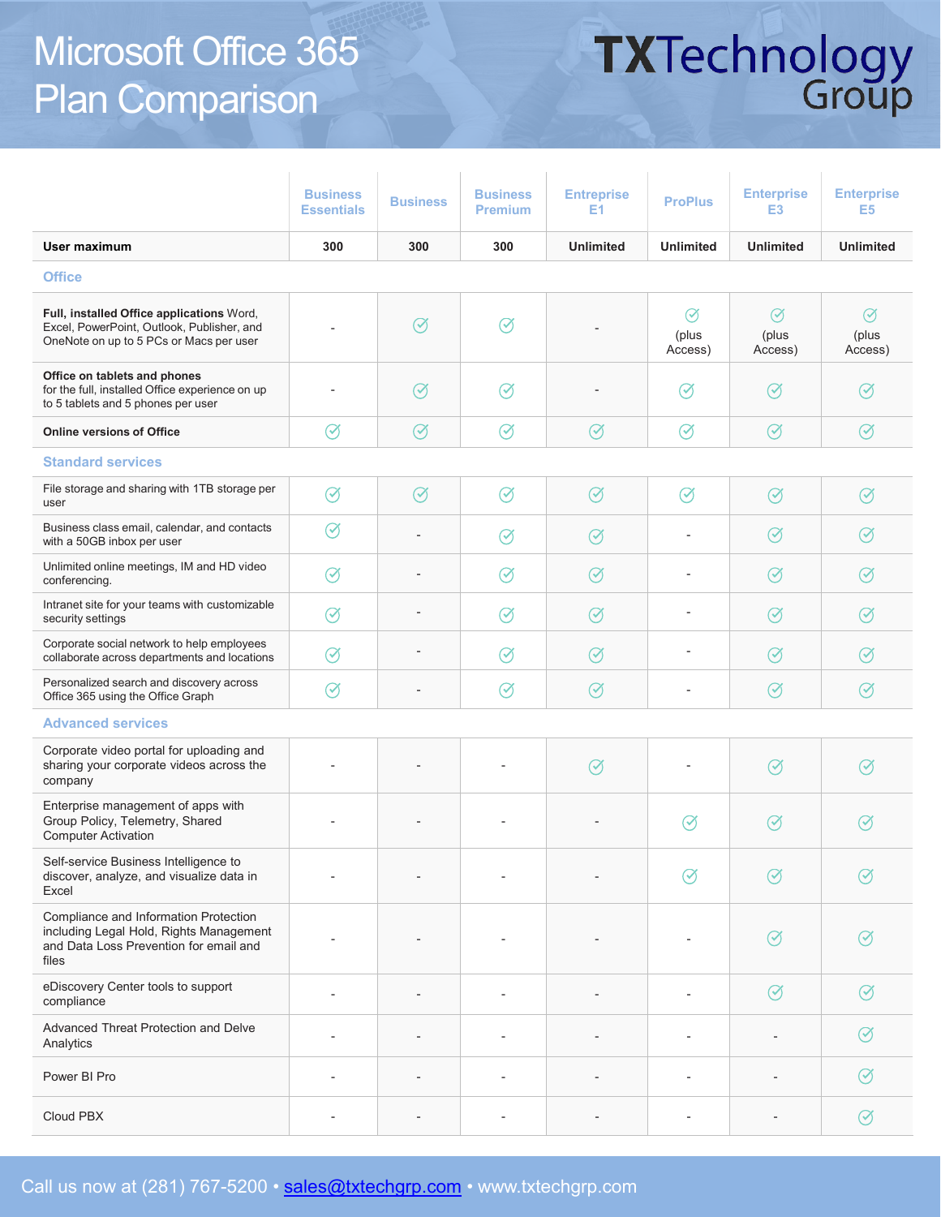# Microsoft Office 365 Plan Comparison

TXTechnology Group

| | Business Essentials | Business | Business Premium | Entreprise E1 | ProPlus | Enterprise E3 | Enterprise E5 |
|---|---|---|---|---|---|---|---|
| **User maximum** | **300** | **300** | **300** | **Unlimited** | **Unlimited** | **Unlimited** | **Unlimited** |
| **Office** | | | | | | | |
| **Full, installed Office applications** Word, Excel, PowerPoint, Outlook, Publisher, and OneNote on up to 5 PCs or Macs per user | - | ✓ | ✓ | - | ✓ (plus Access) | ✓ (plus Access) | ✓ (plus Access) |
| **Office on tablets and phones** for the full, installed Office experience on up to 5 tablets and 5 phones per user | - | ✓ | ✓ | - | ✓ | ✓ | ✓ |
| **Online versions of Office** | ✓ | ✓ | ✓ | ✓ | ✓ | ✓ | ✓ |
| **Standard services** | | | | | | | |
| File storage and sharing with 1TB storage per user | ✓ | ✓ | ✓ | ✓ | ✓ | ✓ | ✓ |
| Business class email, calendar, and contacts with a 50GB inbox per user | ✓ | - | ✓ | ✓ | - | ✓ | ✓ |
| Unlimited online meetings, IM and HD video conferencing. | ✓ | - | ✓ | ✓ | - | ✓ | ✓ |
| Intranet site for your teams with customizable security settings | ✓ | - | ✓ | ✓ | - | ✓ | ✓ |
| Corporate social network to help employees collaborate across departments and locations | ✓ | - | ✓ | ✓ | - | ✓ | ✓ |
| Personalized search and discovery across Office 365 using the Office Graph | ✓ | - | ✓ | ✓ | - | ✓ | ✓ |
| **Advanced services** | | | | | | | |
| Corporate video portal for uploading and sharing your corporate videos across the company | - | - | - | ✓ | - | ✓ | ✓ |
| Enterprise management of apps with Group Policy, Telemetry, Shared Computer Activation | - | - | - | - | ✓ | ✓ | ✓ |
| Self-service Business Intelligence to discover, analyze, and visualize data in Excel | - | - | - | - | ✓ | ✓ | ✓ |
| Compliance and Information Protection including Legal Hold, Rights Management and Data Loss Prevention for email and files | - | - | - | - | - | ✓ | ✓ |
| eDiscovery Center tools to support compliance | - | - | - | - | - | ✓ | ✓ |
| Advanced Threat Protection and Delve Analytics | - | - | - | - | - | - | ✓ |
| Power BI Pro | - | - | - | - | - | - | ✓ |
| Cloud PBX | - | - | - | - | - | - | ✓ |

Call us now at (281) 767-5200 • sales@txtechgrp.com • www.txtechgrp.com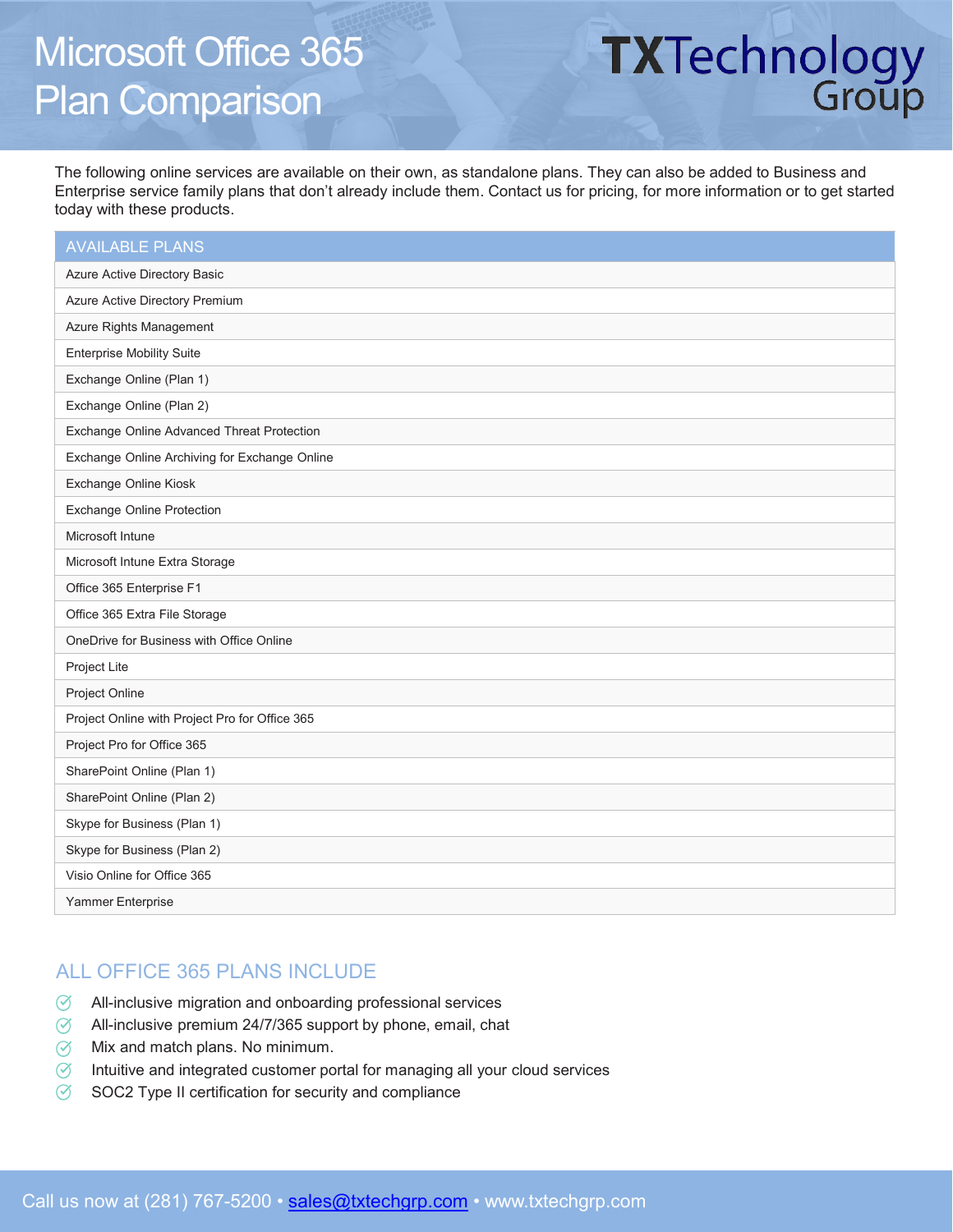# Microsoft Office 365 Plan Comparison

TXTechnology Group

The following online services are available on their own, as standalone plans. They can also be added to Business and Enterprise service family plans that don't already include them. Contact us for pricing, for more information or to get started today with these products.

| AVAILABLE PLANS |
|---|
| Azure Active Directory Basic |
| Azure Active Directory Premium |
| Azure Rights Management |
| Enterprise Mobility Suite |
| Exchange Online (Plan 1) |
| Exchange Online (Plan 2) |
| Exchange Online Advanced Threat Protection |
| Exchange Online Archiving for Exchange Online |
| Exchange Online Kiosk |
| Exchange Online Protection |
| Microsoft Intune |
| Microsoft Intune Extra Storage |
| Office 365 Enterprise F1 |
| Office 365 Extra File Storage |
| OneDrive for Business with Office Online |
| Project Lite |
| Project Online |
| Project Online with Project Pro for Office 365 |
| Project Pro for Office 365 |
| SharePoint Online (Plan 1) |
| SharePoint Online (Plan 2) |
| Skype for Business (Plan 1) |
| Skype for Business (Plan 2) |
| Visio Online for Office 365 |
| Yammer Enterprise |

## ALL OFFICE 365 PLANS INCLUDE

- All-inclusive migration and onboarding professional services
- All-inclusive premium 24/7/365 support by phone, email, chat
- Mix and match plans. No minimum.
- Intuitive and integrated customer portal for managing all your cloud services
- SOC2 Type II certification for security and compliance

Call us now at (281) 767-5200 • sales@txtechgrp.com • www.txtechgrp.com